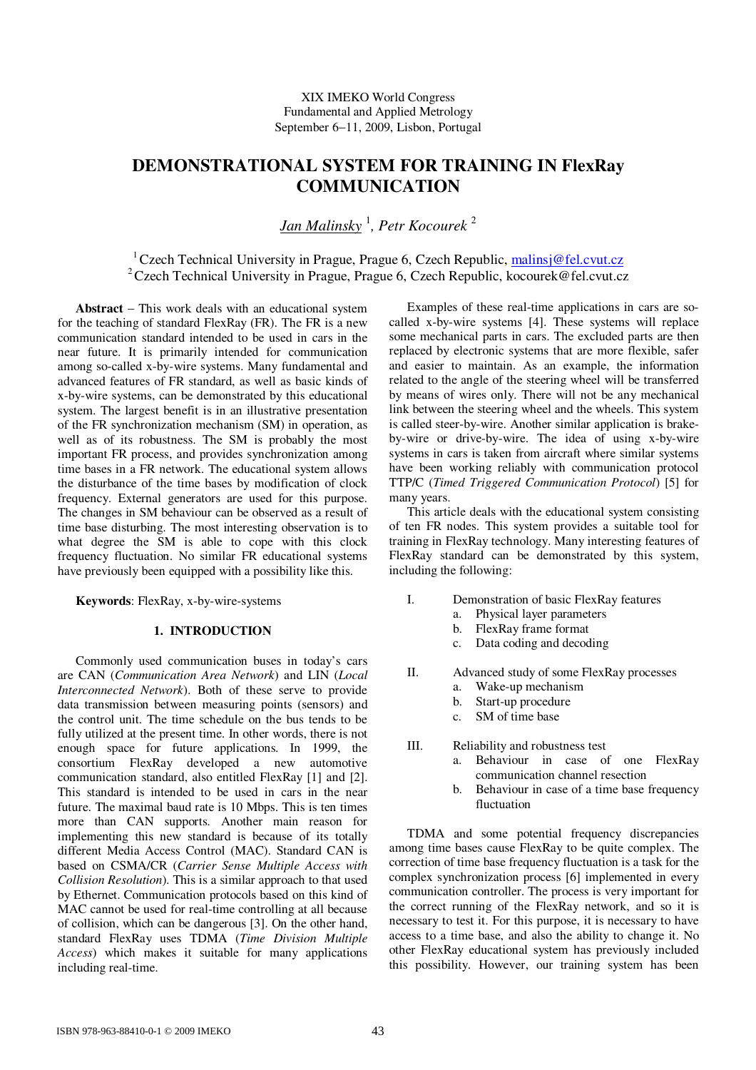XIX IMEKO World Congress
Fundamental and Applied Metrology
September 6−11, 2009, Lisbon, Portugal

# DEMONSTRATIONAL SYSTEM FOR TRAINING IN FlexRay COMMUNICATION

*Jan Malinsky* [1], *Petr Kocourek* [2]

[1] Czech Technical University in Prague, Prague 6, Czech Republic, malinsj@fel.cvut.cz
[2] Czech Technical University in Prague, Prague 6, Czech Republic, kocourek@fel.cvut.cz

**Abstract** − This work deals with an educational system for the teaching of standard FlexRay (FR). The FR is a new communication standard intended to be used in cars in the near future. It is primarily intended for communication among so-called x-by-wire systems. Many fundamental and advanced features of FR standard, as well as basic kinds of x-by-wire systems, can be demonstrated by this educational system. The largest benefit is in an illustrative presentation of the FR synchronization mechanism (SM) in operation, as well as of its robustness. The SM is probably the most important FR process, and provides synchronization among time bases in a FR network. The educational system allows the disturbance of the time bases by modification of clock frequency. External generators are used for this purpose. The changes in SM behaviour can be observed as a result of time base disturbing. The most interesting observation is to what degree the SM is able to cope with this clock frequency fluctuation. No similar FR educational systems have previously been equipped with a possibility like this.

**Keywords**: FlexRay, x-by-wire-systems

## 1. INTRODUCTION

Commonly used communication buses in today's cars are CAN (*Communication Area Network*) and LIN (*Local Interconnected Network*). Both of these serve to provide data transmission between measuring points (sensors) and the control unit. The time schedule on the bus tends to be fully utilized at the present time. In other words, there is not enough space for future applications. In 1999, the consortium FlexRay developed a new automotive communication standard, also entitled FlexRay [1] and [2]. This standard is intended to be used in cars in the near future. The maximal baud rate is 10 Mbps. This is ten times more than CAN supports. Another main reason for implementing this new standard is because of its totally different Media Access Control (MAC). Standard CAN is based on CSMA/CR (*Carrier Sense Multiple Access with Collision Resolution*). This is a similar approach to that used by Ethernet. Communication protocols based on this kind of MAC cannot be used for real-time controlling at all because of collision, which can be dangerous [3]. On the other hand, standard FlexRay uses TDMA (*Time Division Multiple Access*) which makes it suitable for many applications including real-time.

Examples of these real-time applications in cars are so-called x-by-wire systems [4]. These systems will replace some mechanical parts in cars. The excluded parts are then replaced by electronic systems that are more flexible, safer and easier to maintain. As an example, the information related to the angle of the steering wheel will be transferred by means of wires only. There will not be any mechanical link between the steering wheel and the wheels. This system is called steer-by-wire. Another similar application is brake-by-wire or drive-by-wire. The idea of using x-by-wire systems in cars is taken from aircraft where similar systems have been working reliably with communication protocol TTP/C (*Timed Triggered Communication Protocol*) [5] for many years.

This article deals with the educational system consisting of ten FR nodes. This system provides a suitable tool for training in FlexRay technology. Many interesting features of FlexRay standard can be demonstrated by this system, including the following:

I. Demonstration of basic FlexRay features
   a. Physical layer parameters
   b. FlexRay frame format
   c. Data coding and decoding

II. Advanced study of some FlexRay processes
   a. Wake-up mechanism
   b. Start-up procedure
   c. SM of time base

III. Reliability and robustness test
   a. Behaviour in case of one FlexRay communication channel resection
   b. Behaviour in case of a time base frequency fluctuation

TDMA and some potential frequency discrepancies among time bases cause FlexRay to be quite complex. The correction of time base frequency fluctuation is a task for the complex synchronization process [6] implemented in every communication controller. The process is very important for the correct running of the FlexRay network, and so it is necessary to test it. For this purpose, it is necessary to have access to a time base, and also the ability to change it. No other FlexRay educational system has previously included this possibility. However, our training system has been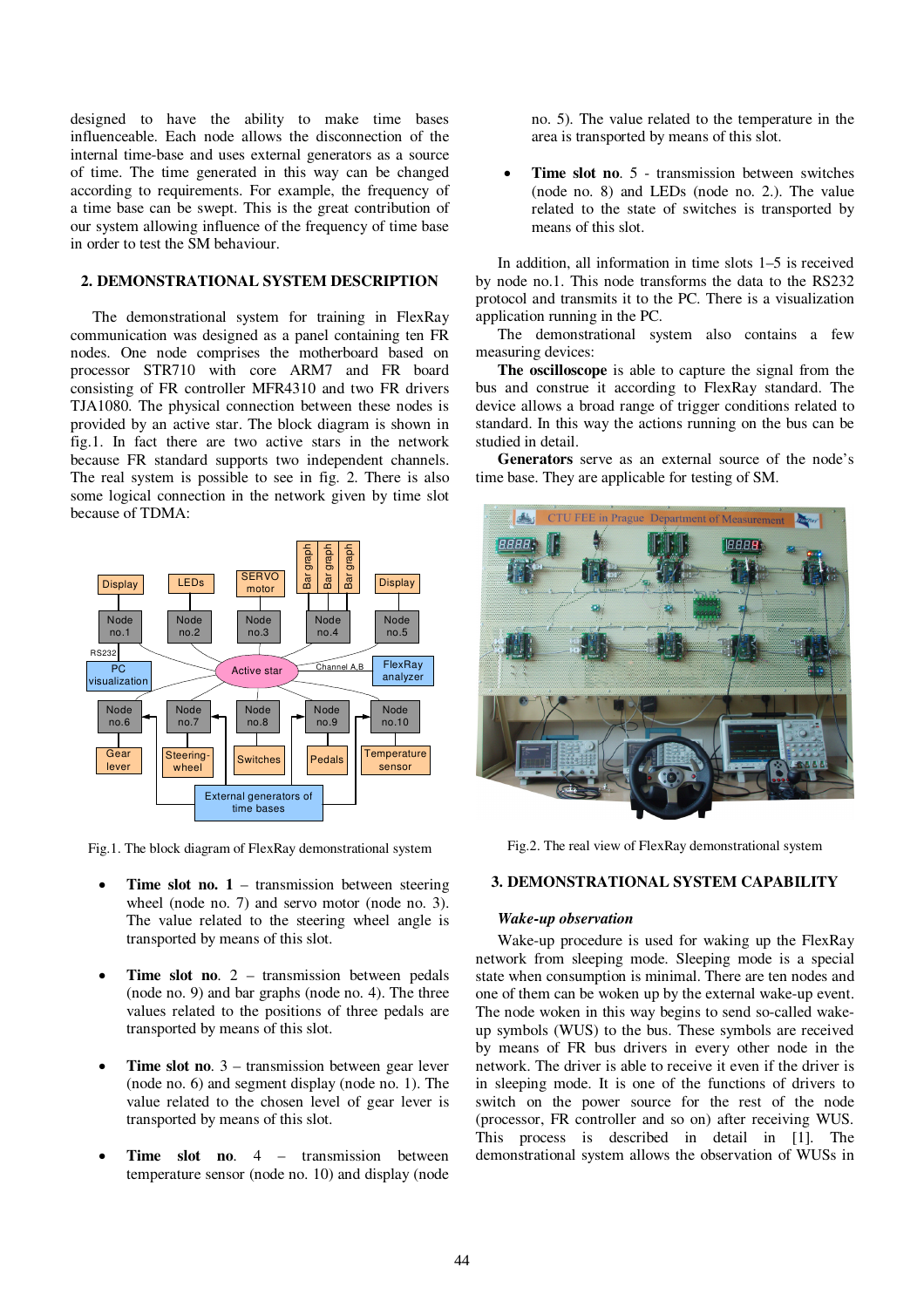designed to have the ability to make time bases influenceable. Each node allows the disconnection of the internal time-base and uses external generators as a source of time. The time generated in this way can be changed according to requirements. For example, the frequency of a time base can be swept. This is the great contribution of our system allowing influence of the frequency of time base in order to test the SM behaviour.

## 2. DEMONSTRATIONAL SYSTEM DESCRIPTION

The demonstrational system for training in FlexRay communication was designed as a panel containing ten FR nodes. One node comprises the motherboard based on processor STR710 with core ARM7 and FR board consisting of FR controller MFR4310 and two FR drivers TJA1080. The physical connection between these nodes is provided by an active star. The block diagram is shown in fig.1. In fact there are two active stars in the network because FR standard supports two independent channels. The real system is possible to see in fig. 2. There is also some logical connection in the network given by time slot because of TDMA:

Fig.1. The block diagram of FlexRay demonstrational system

- **Time slot no. 1** – transmission between steering wheel (node no. 7) and servo motor (node no. 3). The value related to the steering wheel angle is transported by means of this slot.
- **Time slot no.** 2 – transmission between pedals (node no. 9) and bar graphs (node no. 4). The three values related to the positions of three pedals are transported by means of this slot.
- **Time slot no**. 3 – transmission between gear lever (node no. 6) and segment display (node no. 1). The value related to the chosen level of gear lever is transported by means of this slot.
- **Time slot no**. 4 – transmission between temperature sensor (node no. 10) and display (node no. 5). The value related to the temperature in the area is transported by means of this slot.
- **Time slot no**. 5 - transmission between switches (node no. 8) and LEDs (node no. 2.). The value related to the state of switches is transported by means of this slot.

In addition, all information in time slots 1–5 is received by node no.1. This node transforms the data to the RS232 protocol and transmits it to the PC. There is a visualization application running in the PC.

The demonstrational system also contains a few measuring devices:

**The oscilloscope** is able to capture the signal from the bus and construe it according to FlexRay standard. The device allows a broad range of trigger conditions related to standard. In this way the actions running on the bus can be studied in detail.

**Generators** serve as an external source of the node's time base. They are applicable for testing of SM.

Fig.2. The real view of FlexRay demonstrational system

## 3. DEMONSTRATIONAL SYSTEM CAPABILITY

### *Wake-up observation*

Wake-up procedure is used for waking up the FlexRay network from sleeping mode. Sleeping mode is a special state when consumption is minimal. There are ten nodes and one of them can be woken up by the external wake-up event. The node woken in this way begins to send so-called wake-up symbols (WUS) to the bus. These symbols are received by means of FR bus drivers in every other node in the network. The driver is able to receive it even if the driver is in sleeping mode. It is one of the functions of drivers to switch on the power source for the rest of the node (processor, FR controller and so on) after receiving WUS. This process is described in detail in [1]. The demonstrational system allows the observation of WUSs in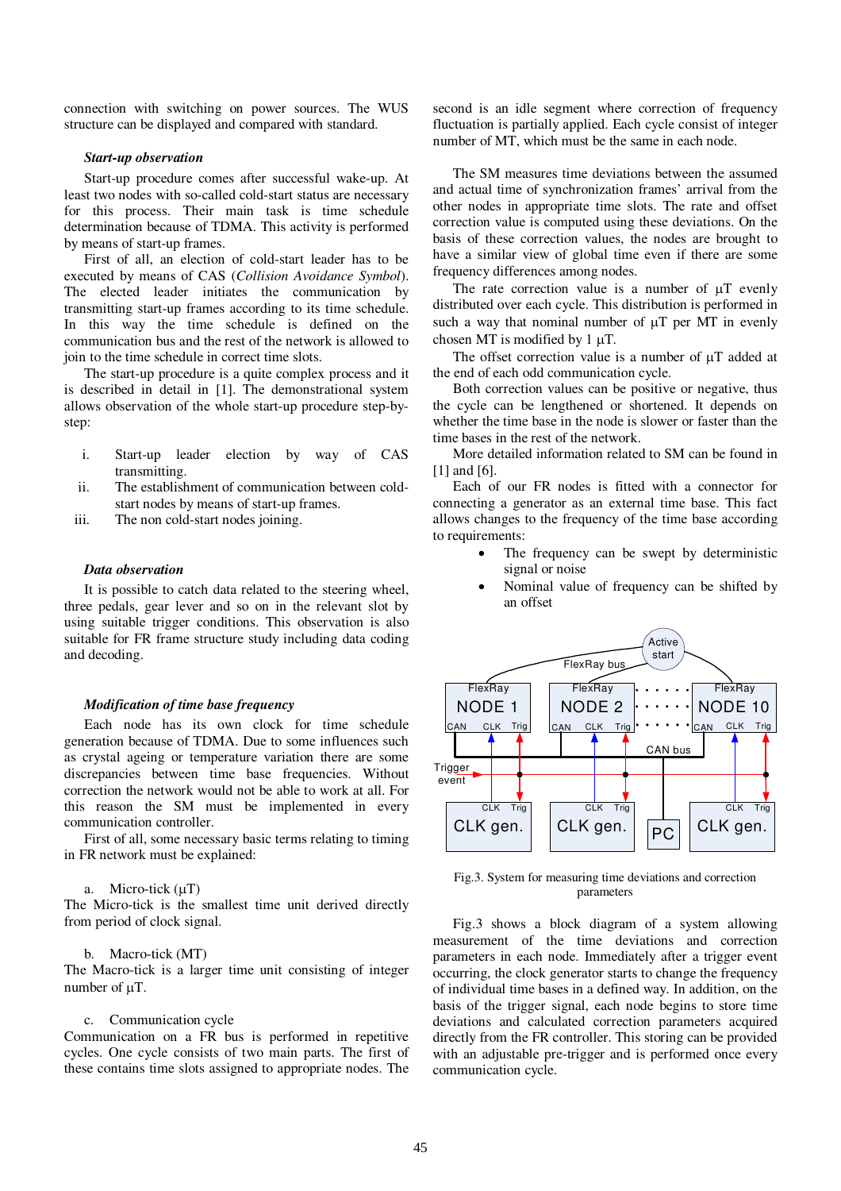connection with switching on power sources. The WUS structure can be displayed and compared with standard.

### *Start-up observation*

Start-up procedure comes after successful wake-up. At least two nodes with so-called cold-start status are necessary for this process. Their main task is time schedule determination because of TDMA. This activity is performed by means of start-up frames.

First of all, an election of cold-start leader has to be executed by means of CAS (*Collision Avoidance Symbol*). The elected leader initiates the communication by transmitting start-up frames according to its time schedule. In this way the time schedule is defined on the communication bus and the rest of the network is allowed to join to the time schedule in correct time slots.

The start-up procedure is a quite complex process and it is described in detail in [1]. The demonstrational system allows observation of the whole start-up procedure step-by-step:

i. Start-up leader election by way of CAS transmitting.
ii. The establishment of communication between cold-start nodes by means of start-up frames.
iii. The non cold-start nodes joining.

### *Data observation*

It is possible to catch data related to the steering wheel, three pedals, gear lever and so on in the relevant slot by using suitable trigger conditions. This observation is also suitable for FR frame structure study including data coding and decoding.

### *Modification of time base frequency*

Each node has its own clock for time schedule generation because of TDMA. Due to some influences such as crystal ageing or temperature variation there are some discrepancies between time base frequencies. Without correction the network would not be able to work at all. For this reason the SM must be implemented in every communication controller.

First of all, some necessary basic terms relating to timing in FR network must be explained:

a. Micro-tick (μT)
The Micro-tick is the smallest time unit derived directly from period of clock signal.

b. Macro-tick (MT)
The Macro-tick is a larger time unit consisting of integer number of μT.

c. Communication cycle
Communication on a FR bus is performed in repetitive cycles. One cycle consists of two main parts. The first of these contains time slots assigned to appropriate nodes. The second is an idle segment where correction of frequency fluctuation is partially applied. Each cycle consist of integer number of MT, which must be the same in each node.

The SM measures time deviations between the assumed and actual time of synchronization frames' arrival from the other nodes in appropriate time slots. The rate and offset correction value is computed using these deviations. On the basis of these correction values, the nodes are brought to have a similar view of global time even if there are some frequency differences among nodes.

The rate correction value is a number of μT evenly distributed over each cycle. This distribution is performed in such a way that nominal number of μT per MT in evenly chosen MT is modified by 1 μT.

The offset correction value is a number of μT added at the end of each odd communication cycle.

Both correction values can be positive or negative, thus the cycle can be lengthened or shortened. It depends on whether the time base in the node is slower or faster than the time bases in the rest of the network.

More detailed information related to SM can be found in [1] and [6].

Each of our FR nodes is fitted with a connector for connecting a generator as an external time base. This fact allows changes to the frequency of the time base according to requirements:

- The frequency can be swept by deterministic signal or noise
- Nominal value of frequency can be shifted by an offset

Fig.3. System for measuring time deviations and correction parameters

Fig.3 shows a block diagram of a system allowing measurement of the time deviations and correction parameters in each node. Immediately after a trigger event occurring, the clock generator starts to change the frequency of individual time bases in a defined way. In addition, on the basis of the trigger signal, each node begins to store time deviations and calculated correction parameters acquired directly from the FR controller. This storing can be provided with an adjustable pre-trigger and is performed once every communication cycle.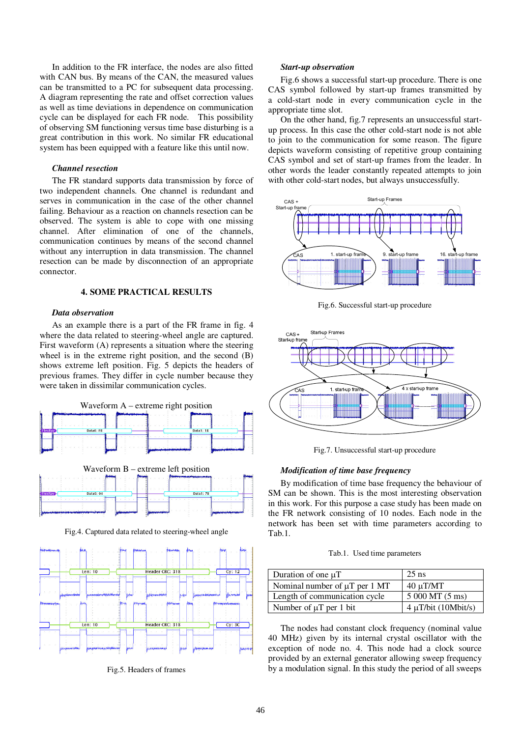In addition to the FR interface, the nodes are also fitted with CAN bus. By means of the CAN, the measured values can be transmitted to a PC for subsequent data processing. A diagram representing the rate and offset correction values as well as time deviations in dependence on communication cycle can be displayed for each FR node. This possibility of observing SM functioning versus time base disturbing is a great contribution in this work. No similar FR educational system has been equipped with a feature like this until now.

### *Channel resection*

The FR standard supports data transmission by force of two independent channels. One channel is redundant and serves in communication in the case of the other channel failing. Behaviour as a reaction on channels resection can be observed. The system is able to cope with one missing channel. After elimination of one of the channels, communication continues by means of the second channel without any interruption in data transmission. The channel resection can be made by disconnection of an appropriate connector.

## 4. SOME PRACTICAL RESULTS

### *Data observation*

As an example there is a part of the FR frame in fig. 4 where the data related to steering-wheel angle are captured. First waveform (A) represents a situation where the steering wheel is in the extreme right position, and the second (B) shows extreme left position. Fig. 5 depicts the headers of previous frames. They differ in cycle number because they were taken in dissimilar communication cycles.

Fig.4. Captured data related to steering-wheel angle

Fig.5. Headers of frames

### *Start-up observation*

Fig.6 shows a successful start-up procedure. There is one CAS symbol followed by start-up frames transmitted by a cold-start node in every communication cycle in the appropriate time slot.

On the other hand, fig.7 represents an unsuccessful start-up process. In this case the other cold-start node is not able to join to the communication for some reason. The figure depicts waveform consisting of repetitive group containing CAS symbol and set of start-up frames from the leader. In other words the leader constantly repeated attempts to join with other cold-start nodes, but always unsuccessfully.

Fig.6. Successful start-up procedure

Fig.7. Unsuccessful start-up procedure

### *Modification of time base frequency*

By modification of time base frequency the behaviour of SM can be shown. This is the most interesting observation in this work. For this purpose a case study has been made on the FR network consisting of 10 nodes. Each node in the network has been set with time parameters according to Tab.1.

Tab.1. Used time parameters

| | |
|---|---|
| Duration of one µT | 25 ns |
| Nominal number of µT per 1 MT | 40 µT/MT |
| Length of communication cycle | 5 000 MT (5 ms) |
| Number of µT per 1 bit | 4 µT/bit (10Mbit/s) |

The nodes had constant clock frequency (nominal value 40 MHz) given by its internal crystal oscillator with the exception of node no. 4. This node had a clock source provided by an external generator allowing sweep frequency by a modulation signal. In this study the period of all sweeps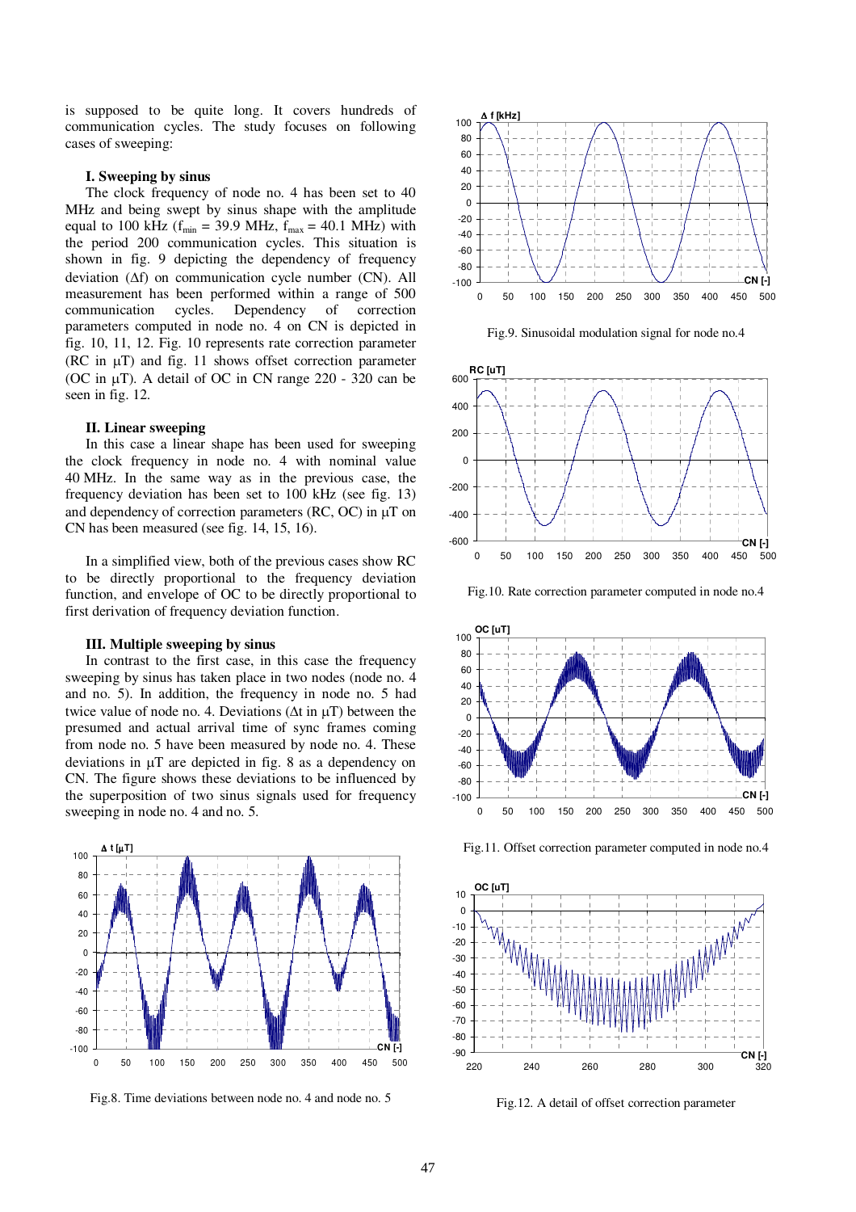is supposed to be quite long. It covers hundreds of communication cycles. The study focuses on following cases of sweeping:

### I. Sweeping by sinus

The clock frequency of node no. 4 has been set to 40 MHz and being swept by sinus shape with the amplitude equal to 100 kHz ($f_{min}$ = 39.9 MHz, $f_{max}$ = 40.1 MHz) with the period 200 communication cycles. This situation is shown in fig. 9 depicting the dependency of frequency deviation ($\Delta f$) on communication cycle number (CN). All measurement has been performed within a range of 500 communication cycles. Dependency of correction parameters computed in node no. 4 on CN is depicted in fig. 10, 11, 12. Fig. 10 represents rate correction parameter (RC in µT) and fig. 11 shows offset correction parameter (OC in µT). A detail of OC in CN range 220 - 320 can be seen in fig. 12.

### II. Linear sweeping

In this case a linear shape has been used for sweeping the clock frequency in node no. 4 with nominal value 40 MHz. In the same way as in the previous case, the frequency deviation has been set to 100 kHz (see fig. 13) and dependency of correction parameters (RC, OC) in µT on CN has been measured (see fig. 14, 15, 16).

In a simplified view, both of the previous cases show RC to be directly proportional to the frequency deviation function, and envelope of OC to be directly proportional to first derivation of frequency deviation function.

### III. Multiple sweeping by sinus

In contrast to the first case, in this case the frequency sweeping by sinus has taken place in two nodes (node no. 4 and no. 5). In addition, the frequency in node no. 5 had twice value of node no. 4. Deviations ($\Delta t$ in µT) between the presumed and actual arrival time of sync frames coming from node no. 5 have been measured by node no. 4. These deviations in µT are depicted in fig. 8 as a dependency on CN. The figure shows these deviations to be influenced by the superposition of two sinus signals used for frequency sweeping in node no. 4 and no. 5.

Fig.8. Time deviations between node no. 4 and node no. 5

Fig.9. Sinusoidal modulation signal for node no.4

Fig.10. Rate correction parameter computed in node no.4

Fig.11. Offset correction parameter computed in node no.4

Fig.12. A detail of offset correction parameter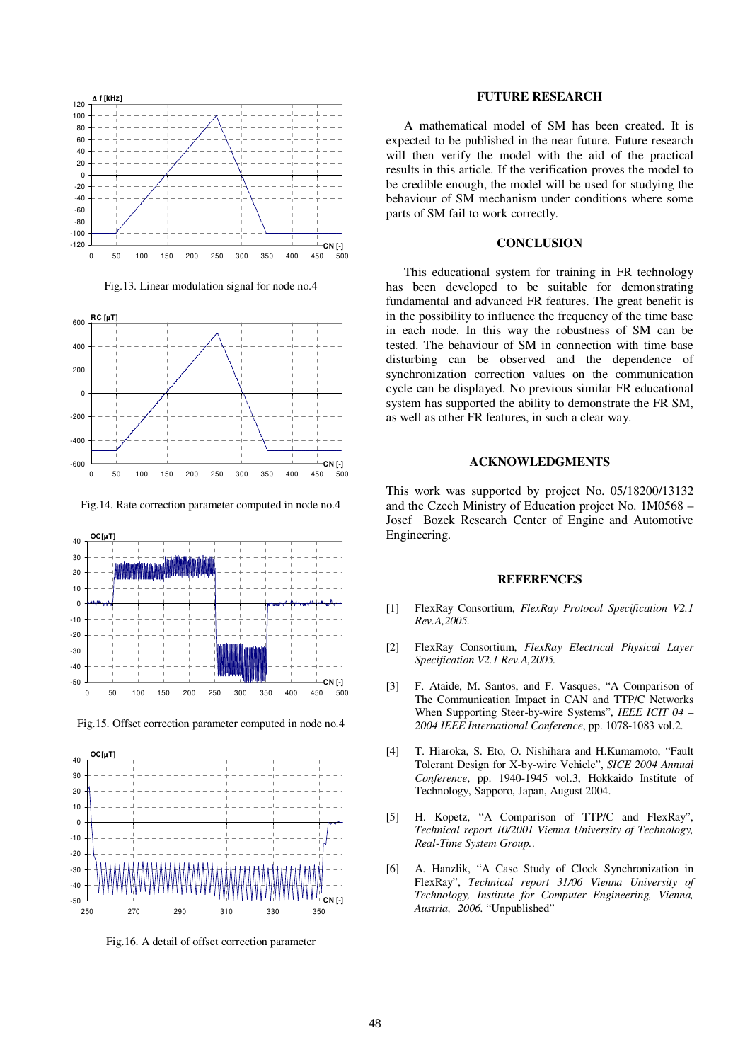Δ f [kHz]

120
100
80
60
40
20
0
-20
-40
-60
-80
-100
-120

0 50 100 150 200 250 300 350 400 450 500

CN [-]

Fig.13. Linear modulation signal for node no.4

RC [μT]

600
400
200
0
-200
-400
-600

0 50 100 150 200 250 300 350 400 450 500

CN [-]

Fig.14. Rate correction parameter computed in node no.4

OC[μT]

40
30
20
10
0
-10
-20
-30
-40
-50

0 50 100 150 200 250 300 350 400 450 500

CN [-]

Fig.15. Offset correction parameter computed in node no.4

OC[μT]

40
30
20
10
0
-10
-20
-30
-40
-50

250 270 290 310 330 350

CN [-]

Fig.16. A detail of offset correction parameter

## FUTURE RESEARCH

A mathematical model of SM has been created. It is expected to be published in the near future. Future research will then verify the model with the aid of the practical results in this article. If the verification proves the model to be credible enough, the model will be used for studying the behaviour of SM mechanism under conditions where some parts of SM fail to work correctly.

## CONCLUSION

This educational system for training in FR technology has been developed to be suitable for demonstrating fundamental and advanced FR features. The great benefit is in the possibility to influence the frequency of the time base in each node. In this way the robustness of SM can be tested. The behaviour of SM in connection with time base disturbing can be observed and the dependence of synchronization correction values on the communication cycle can be displayed. No previous similar FR educational system has supported the ability to demonstrate the FR SM, as well as other FR features, in such a clear way.

## ACKNOWLEDGMENTS

This work was supported by project No. 05/18200/13132 and the Czech Ministry of Education project No. 1M0568 – Josef Bozek Research Center of Engine and Automotive Engineering.

## REFERENCES

[1] FlexRay Consortium, *FlexRay Protocol Specification V2.1 Rev.A,2005.*

[2] FlexRay Consortium, *FlexRay Electrical Physical Layer Specification V2.1 Rev.A,2005.*

[3] F. Ataide, M. Santos, and F. Vasques, "A Comparison of The Communication Impact in CAN and TTP/C Networks When Supporting Steer-by-wire Systems", *IEEE ICIT 04 – 2004 IEEE International Conference*, pp. 1078-1083 vol.2.

[4] T. Hiaroka, S. Eto, O. Nishihara and H.Kumamoto, "Fault Tolerant Design for X-by-wire Vehicle", *SICE 2004 Annual Conference*, pp. 1940-1945 vol.3, Hokkaido Institute of Technology, Sapporo, Japan, August 2004.

[5] H. Kopetz, "A Comparison of TTP/C and FlexRay", *Technical report 10/2001 Vienna University of Technology, Real-Time System Group.*.

[6] A. Hanzlik, "A Case Study of Clock Synchronization in FlexRay", *Technical report 31/06 Vienna University of Technology, Institute for Computer Engineering, Vienna, Austria, 2006.* "Unpublished"